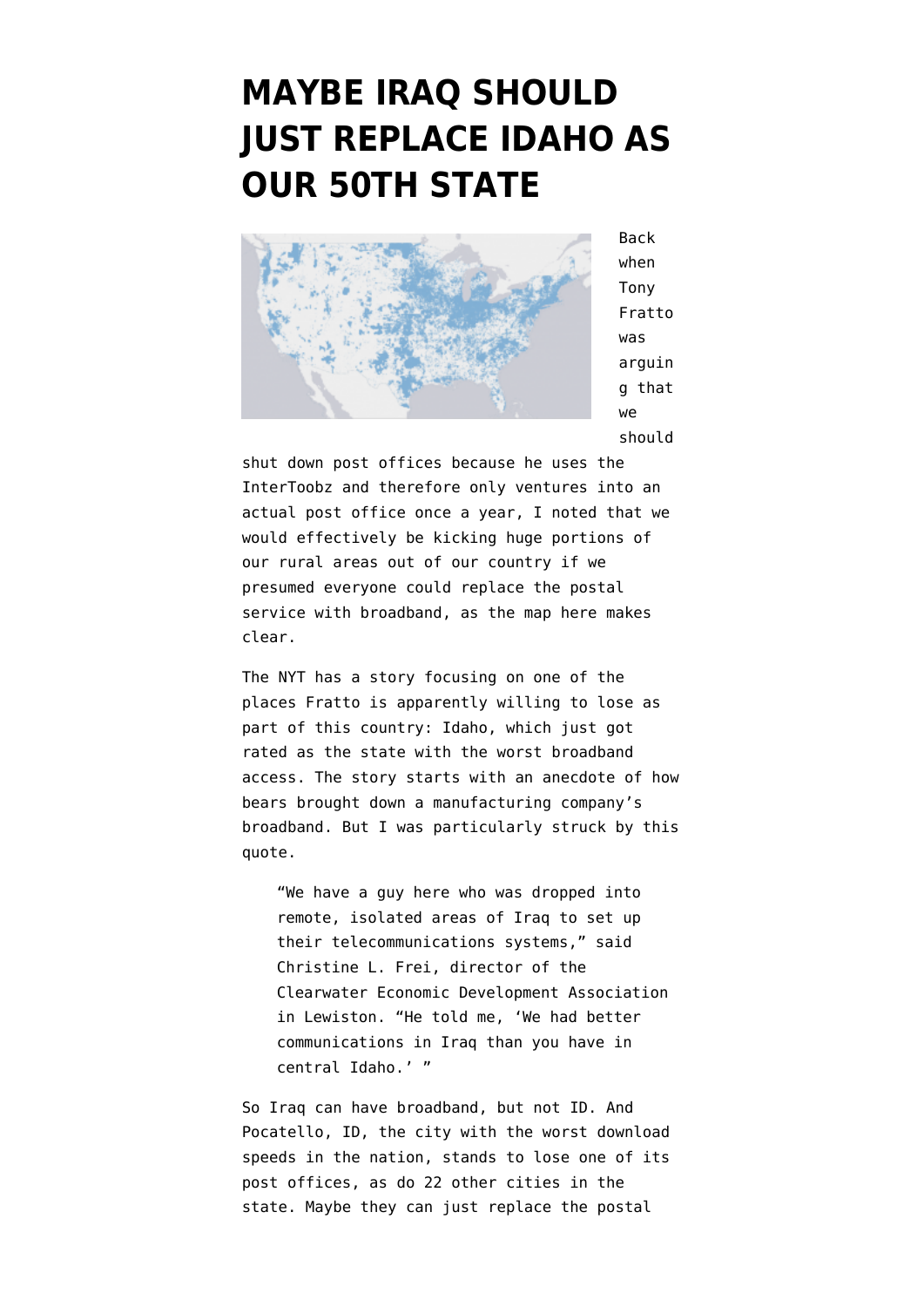# MAYBE IRAQ SHOULD JUST REPLACE IDAHO AS OUR 50TH STATE

Back when Tony Fratto was arguing that we should shut down post offices because he uses the InterToobz and therefore only ventures into an actual post office once a year, I noted that we would effectively be kicking huge portions of our rural areas out of our country if we presumed everyone could replace the postal service with broadband, as the map here makes clear.

The NYT has a story focusing on one of the places Fratto is apparently willing to lose as part of this country: Idaho, which just got rated as the state with the worst broadband access. The story starts with an anecdote of how bears brought down a manufacturing company's broadband. But I was particularly struck by this quote.

> "We have a guy here who was dropped into remote, isolated areas of Iraq to set up their telecommunications systems," said Christine L. Frei, director of the Clearwater Economic Development Association in Lewiston. "He told me, 'We had better communications in Iraq than you have in central Idaho.' "

So Iraq can have broadband, but not ID. And Pocatello, ID, the city with the worst download speeds in the nation, stands to lose one of its post offices, as do 22 other cities in the state. Maybe they can just replace the postal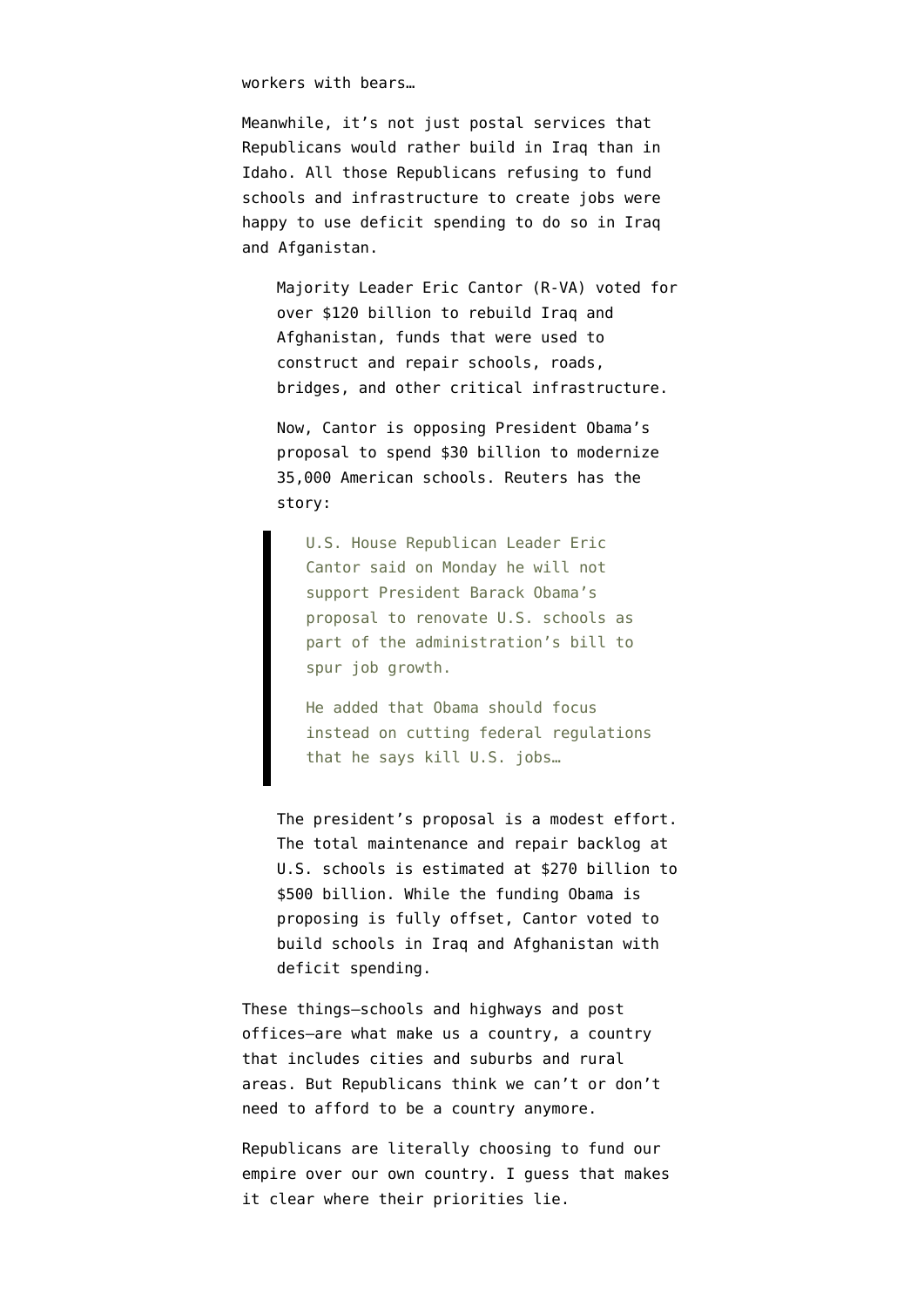workers with bears…

Meanwhile, it's not just postal services that Republicans would rather build in Iraq than in Idaho. All those Republicans refusing to fund schools and infrastructure to create jobs were happy to use deficit spending to do so in Iraq and Afganistan.

> Majority Leader Eric Cantor (R-VA) voted for over $120 billion to rebuild Iraq and Afghanistan, funds that were used to construct and repair schools, roads, bridges, and other critical infrastructure.
>
> Now, Cantor is opposing President Obama's proposal to spend $30 billion to modernize 35,000 American schools. Reuters has the story:
>
> > U.S. House Republican Leader Eric Cantor said on Monday he will not support President Barack Obama's proposal to renovate U.S. schools as part of the administration's bill to spur job growth.
> >
> > He added that Obama should focus instead on cutting federal regulations that he says kill U.S. jobs…
>
> The president's proposal is a modest effort. The total maintenance and repair backlog at U.S. schools is estimated at $270 billion to $500 billion. While the funding Obama is proposing is fully offset, Cantor voted to build schools in Iraq and Afghanistan with deficit spending.

These things–schools and highways and post offices–are what make us a country, a country that includes cities and suburbs and rural areas. But Republicans think we can't or don't need to afford to be a country anymore.

Republicans are literally choosing to fund our empire over our own country. I guess that makes it clear where their priorities lie.